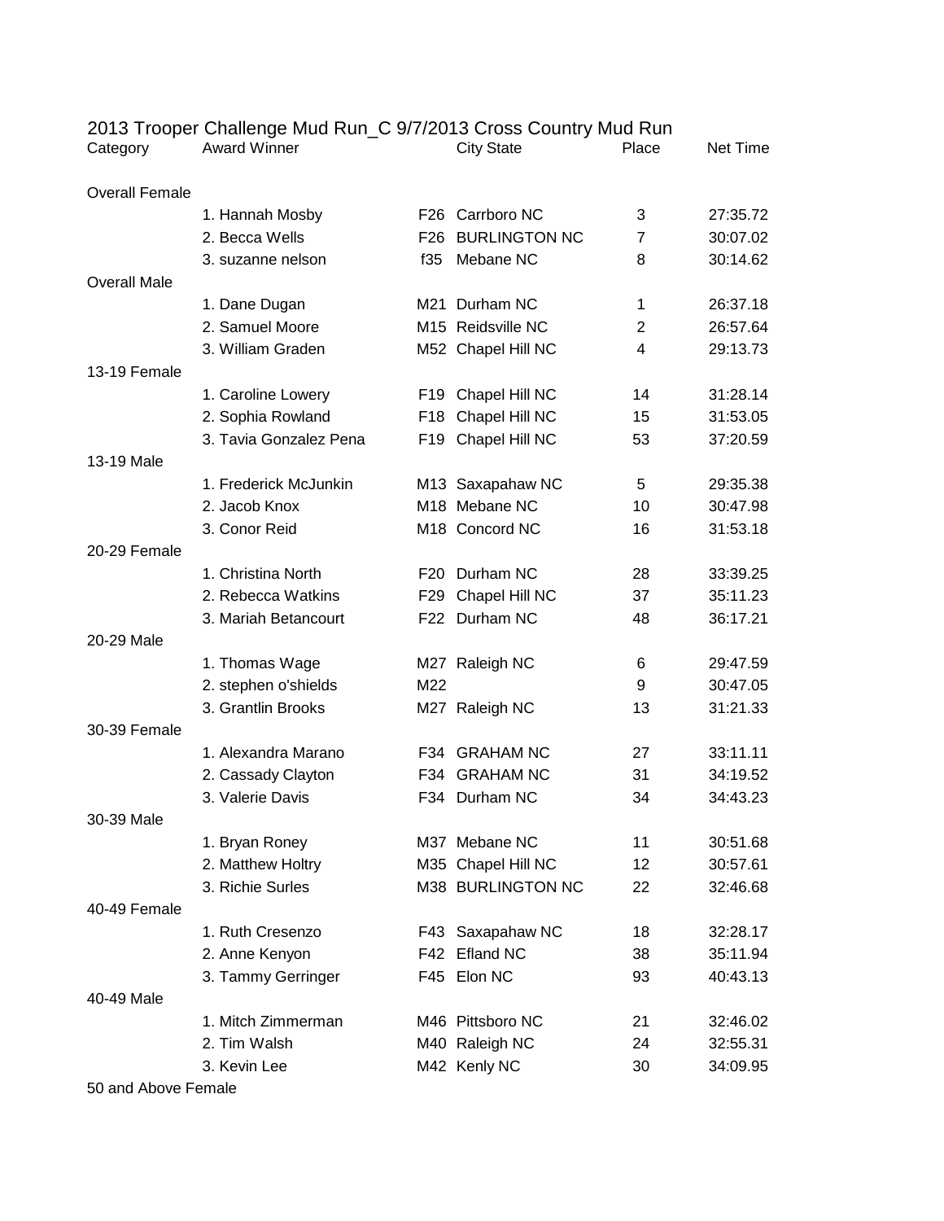# 2013 Trooper Challenge Mud Run_C 9/7/2013 Cross Country Mud Run

| Category | Award Winner | | City State | Place | Net Time |
|---|---|---|---|---|---|
| Overall Female | | | | | |
| | 1. Hannah Mosby | F26 | Carrboro NC | 3 | 27:35.72 |
| | 2. Becca Wells | F26 | BURLINGTON NC | 7 | 30:07.02 |
| | 3. suzanne nelson | f35 | Mebane NC | 8 | 30:14.62 |
| Overall Male | | | | | |
| | 1. Dane Dugan | M21 | Durham NC | 1 | 26:37.18 |
| | 2. Samuel Moore | M15 | Reidsville NC | 2 | 26:57.64 |
| | 3. William Graden | M52 | Chapel Hill NC | 4 | 29:13.73 |
| 13-19 Female | | | | | |
| | 1. Caroline Lowery | F19 | Chapel Hill NC | 14 | 31:28.14 |
| | 2. Sophia Rowland | F18 | Chapel Hill NC | 15 | 31:53.05 |
| | 3. Tavia Gonzalez Pena | F19 | Chapel Hill NC | 53 | 37:20.59 |
| 13-19 Male | | | | | |
| | 1. Frederick McJunkin | M13 | Saxapahaw NC | 5 | 29:35.38 |
| | 2. Jacob Knox | M18 | Mebane NC | 10 | 30:47.98 |
| | 3. Conor Reid | M18 | Concord NC | 16 | 31:53.18 |
| 20-29 Female | | | | | |
| | 1. Christina North | F20 | Durham NC | 28 | 33:39.25 |
| | 2. Rebecca Watkins | F29 | Chapel Hill NC | 37 | 35:11.23 |
| | 3. Mariah Betancourt | F22 | Durham NC | 48 | 36:17.21 |
| 20-29 Male | | | | | |
| | 1. Thomas Wage | M27 | Raleigh NC | 6 | 29:47.59 |
| | 2. stephen o'shields | M22 | | 9 | 30:47.05 |
| | 3. Grantlin Brooks | M27 | Raleigh NC | 13 | 31:21.33 |
| 30-39 Female | | | | | |
| | 1. Alexandra Marano | F34 | GRAHAM NC | 27 | 33:11.11 |
| | 2. Cassady Clayton | F34 | GRAHAM NC | 31 | 34:19.52 |
| | 3. Valerie Davis | F34 | Durham NC | 34 | 34:43.23 |
| 30-39 Male | | | | | |
| | 1. Bryan Roney | M37 | Mebane NC | 11 | 30:51.68 |
| | 2. Matthew Holtry | M35 | Chapel Hill NC | 12 | 30:57.61 |
| | 3. Richie Surles | M38 | BURLINGTON NC | 22 | 32:46.68 |
| 40-49 Female | | | | | |
| | 1. Ruth Cresenzo | F43 | Saxapahaw NC | 18 | 32:28.17 |
| | 2. Anne Kenyon | F42 | Efland NC | 38 | 35:11.94 |
| | 3. Tammy Gerringer | F45 | Elon NC | 93 | 40:43.13 |
| 40-49 Male | | | | | |
| | 1. Mitch Zimmerman | M46 | Pittsboro NC | 21 | 32:46.02 |
| | 2. Tim Walsh | M40 | Raleigh NC | 24 | 32:55.31 |
| | 3. Kevin Lee | M42 | Kenly NC | 30 | 34:09.95 |
| 50 and Above Female | | | | | |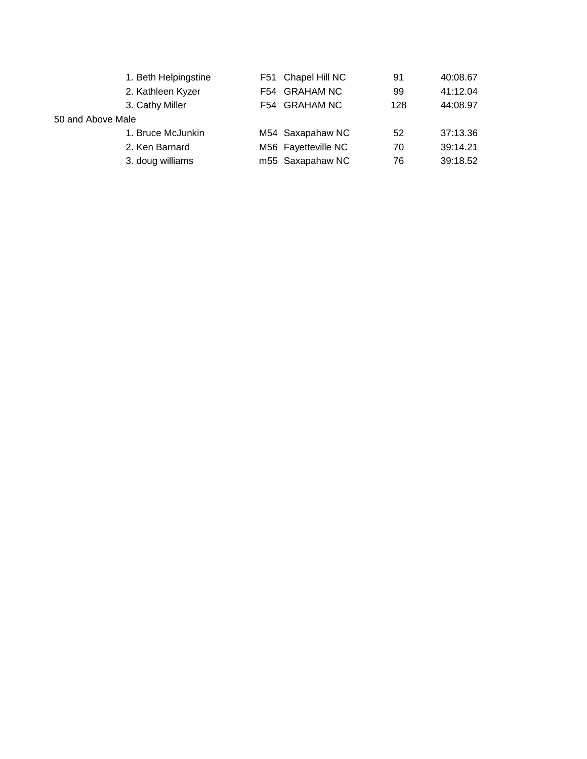| | | | | |
|---|---|---|---|---|
| 1. Beth Helpingstine | F51 | Chapel Hill NC | 91 | 40:08.67 |
| 2. Kathleen Kyzer | F54 | GRAHAM NC | 99 | 41:12.04 |
| 3. Cathy Miller | F54 | GRAHAM NC | 128 | 44:08.97 |

50 and Above Male

| | | | | |
|---|---|---|---|---|
| 1. Bruce McJunkin | M54 | Saxapahaw NC | 52 | 37:13.36 |
| 2. Ken Barnard | M56 | Fayetteville NC | 70 | 39:14.21 |
| 3. doug williams | m55 | Saxapahaw NC | 76 | 39:18.52 |